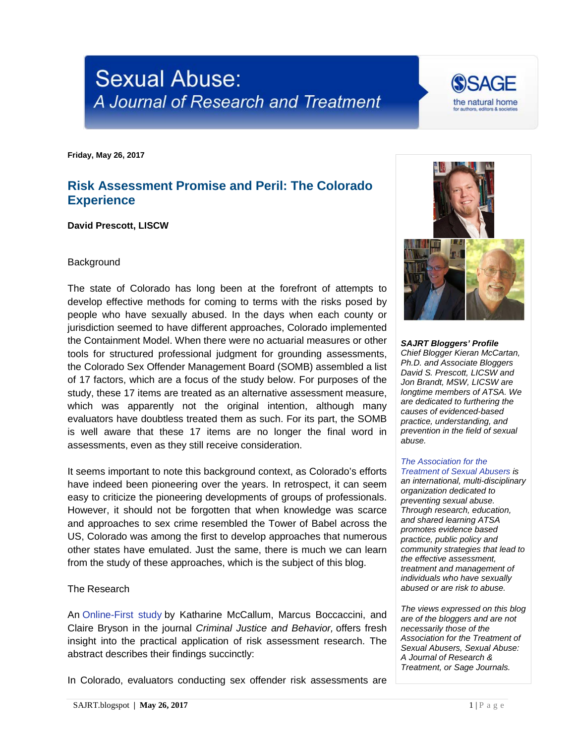# Sexual Abuse: A Journal of Research and Treatment

**Friday, May 26, 2017**

## Risk Assessment Promise and Peril: The Colorado Experience

**David Prescott, LISCW**

Background

The state of Colorado has long been at the forefront of attempts to develop effective methods for coming to terms with the risks posed by people who have sexually abused. In the days when each county or jurisdiction seemed to have different approaches, Colorado implemented the Containment Model. When there were no actuarial measures or other tools for structured professional judgment for grounding assessments, the Colorado Sex Offender Management Board (SOMB) assembled a list of 17 factors, which are a focus of the study below. For purposes of the study, these 17 items are treated as an alternative assessment measure, which was apparently not the original intention, although many evaluators have doubtless treated them as such. For its part, the SOMB is well aware that these 17 items are no longer the final word in assessments, even as they still receive consideration.

It seems important to note this background context, as Colorado's efforts have indeed been pioneering over the years. In retrospect, it can seem easy to criticize the pioneering developments of groups of professionals. However, it should not be forgotten that when knowledge was scarce and approaches to sex crime resembled the Tower of Babel across the US, Colorado was among the first to develop approaches that numerous other states have emulated. Just the same, there is much we can learn from the study of these approaches, which is the subject of this blog.

The Research

An Online-First study by Katharine McCallum, Marcus Boccaccini, and Claire Bryson in the journal *Criminal Justice and Behavior,* offers fresh insight into the practical application of risk assessment research. The abstract describes their findings succinctly:

In Colorado, evaluators conducting sex offender risk assessments are

***SAJRT Bloggers' Profile***
*Chief Blogger Kieran McCartan, Ph.D. and Associate Bloggers David S. Prescott, LICSW and Jon Brandt, MSW, LICSW are longtime members of ATSA. We are dedicated to furthering the causes of evidenced-based practice, understanding, and prevention in the field of sexual abuse.*

*The Association for the Treatment of Sexual Abusers is an international, multi-disciplinary organization dedicated to preventing sexual abuse. Through research, education, and shared learning ATSA promotes evidence based practice, public policy and community strategies that lead to the effective assessment, treatment and management of individuals who have sexually abused or are risk to abuse.*

*The views expressed on this blog are of the bloggers and are not necessarily those of the Association for the Treatment of Sexual Abusers, Sexual Abuse: A Journal of Research & Treatment, or Sage Journals.*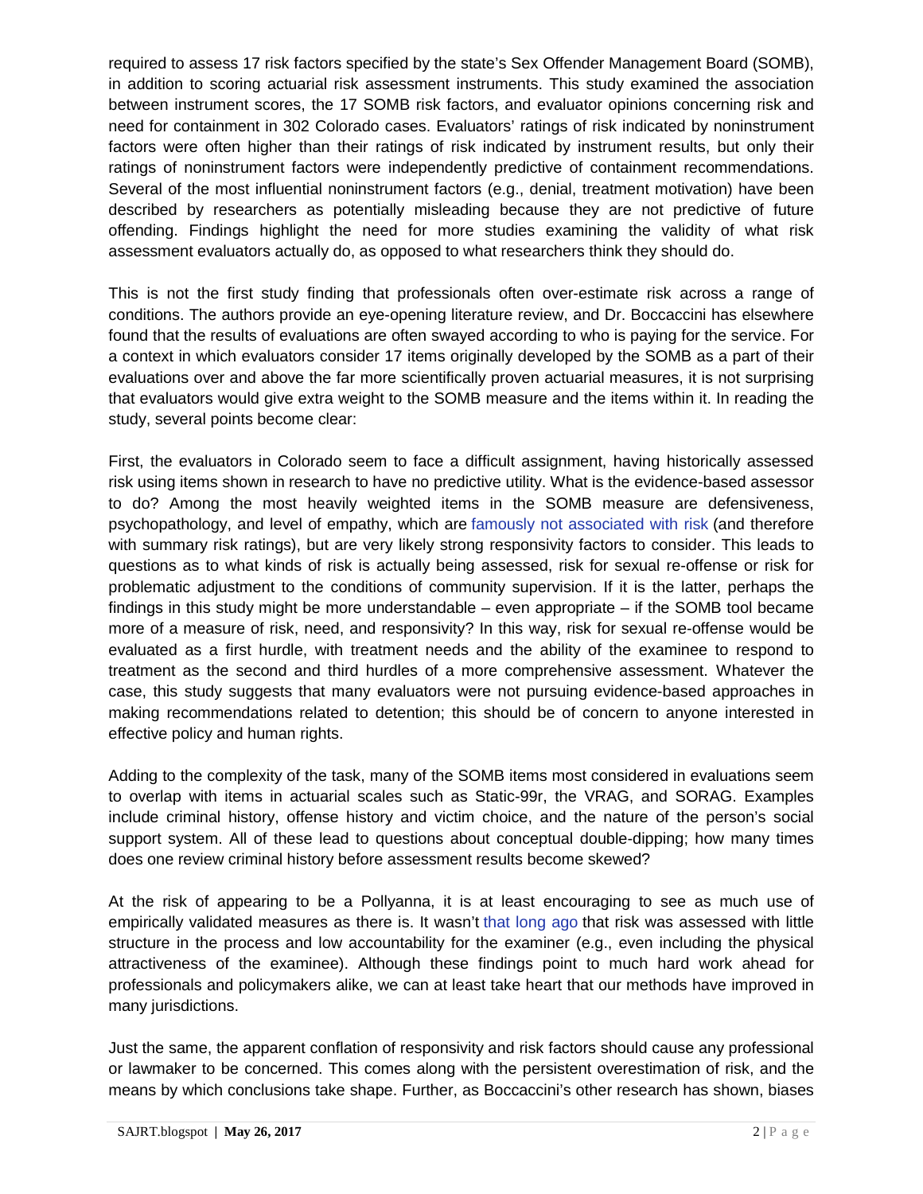required to assess 17 risk factors specified by the state's Sex Offender Management Board (SOMB), in addition to scoring actuarial risk assessment instruments. This study examined the association between instrument scores, the 17 SOMB risk factors, and evaluator opinions concerning risk and need for containment in 302 Colorado cases. Evaluators' ratings of risk indicated by noninstrument factors were often higher than their ratings of risk indicated by instrument results, but only their ratings of noninstrument factors were independently predictive of containment recommendations. Several of the most influential noninstrument factors (e.g., denial, treatment motivation) have been described by researchers as potentially misleading because they are not predictive of future offending. Findings highlight the need for more studies examining the validity of what risk assessment evaluators actually do, as opposed to what researchers think they should do.

This is not the first study finding that professionals often over-estimate risk across a range of conditions. The authors provide an eye-opening literature review, and Dr. Boccaccini has elsewhere found that the results of evaluations are often swayed according to who is paying for the service. For a context in which evaluators consider 17 items originally developed by the SOMB as a part of their evaluations over and above the far more scientifically proven actuarial measures, it is not surprising that evaluators would give extra weight to the SOMB measure and the items within it. In reading the study, several points become clear:

First, the evaluators in Colorado seem to face a difficult assignment, having historically assessed risk using items shown in research to have no predictive utility. What is the evidence-based assessor to do? Among the most heavily weighted items in the SOMB measure are defensiveness, psychopathology, and level of empathy, which are famously not associated with risk (and therefore with summary risk ratings), but are very likely strong responsivity factors to consider. This leads to questions as to what kinds of risk is actually being assessed, risk for sexual re-offense or risk for problematic adjustment to the conditions of community supervision. If it is the latter, perhaps the findings in this study might be more understandable – even appropriate – if the SOMB tool became more of a measure of risk, need, and responsivity? In this way, risk for sexual re-offense would be evaluated as a first hurdle, with treatment needs and the ability of the examinee to respond to treatment as the second and third hurdles of a more comprehensive assessment. Whatever the case, this study suggests that many evaluators were not pursuing evidence-based approaches in making recommendations related to detention; this should be of concern to anyone interested in effective policy and human rights.

Adding to the complexity of the task, many of the SOMB items most considered in evaluations seem to overlap with items in actuarial scales such as Static-99r, the VRAG, and SORAG. Examples include criminal history, offense history and victim choice, and the nature of the person's social support system. All of these lead to questions about conceptual double-dipping; how many times does one review criminal history before assessment results become skewed?

At the risk of appearing to be a Pollyanna, it is at least encouraging to see as much use of empirically validated measures as there is. It wasn't that long ago that risk was assessed with little structure in the process and low accountability for the examiner (e.g., even including the physical attractiveness of the examinee). Although these findings point to much hard work ahead for professionals and policymakers alike, we can at least take heart that our methods have improved in many jurisdictions.

Just the same, the apparent conflation of responsivity and risk factors should cause any professional or lawmaker to be concerned. This comes along with the persistent overestimation of risk, and the means by which conclusions take shape. Further, as Boccaccini's other research has shown, biases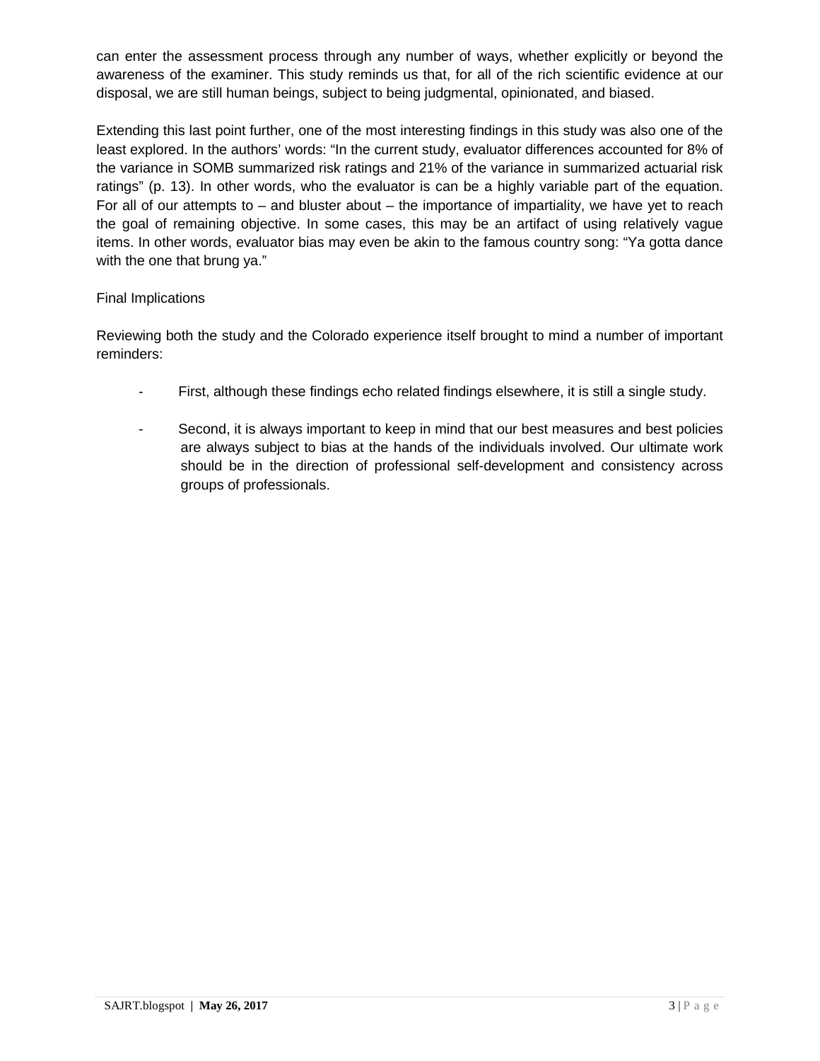can enter the assessment process through any number of ways, whether explicitly or beyond the awareness of the examiner. This study reminds us that, for all of the rich scientific evidence at our disposal, we are still human beings, subject to being judgmental, opinionated, and biased.

Extending this last point further, one of the most interesting findings in this study was also one of the least explored. In the authors' words: "In the current study, evaluator differences accounted for 8% of the variance in SOMB summarized risk ratings and 21% of the variance in summarized actuarial risk ratings" (p. 13). In other words, who the evaluator is can be a highly variable part of the equation. For all of our attempts to – and bluster about – the importance of impartiality, we have yet to reach the goal of remaining objective. In some cases, this may be an artifact of using relatively vague items. In other words, evaluator bias may even be akin to the famous country song: "Ya gotta dance with the one that brung ya."

Final Implications

Reviewing both the study and the Colorado experience itself brought to mind a number of important reminders:

- First, although these findings echo related findings elsewhere, it is still a single study.

- Second, it is always important to keep in mind that our best measures and best policies are always subject to bias at the hands of the individuals involved. Our ultimate work should be in the direction of professional self-development and consistency across groups of professionals.